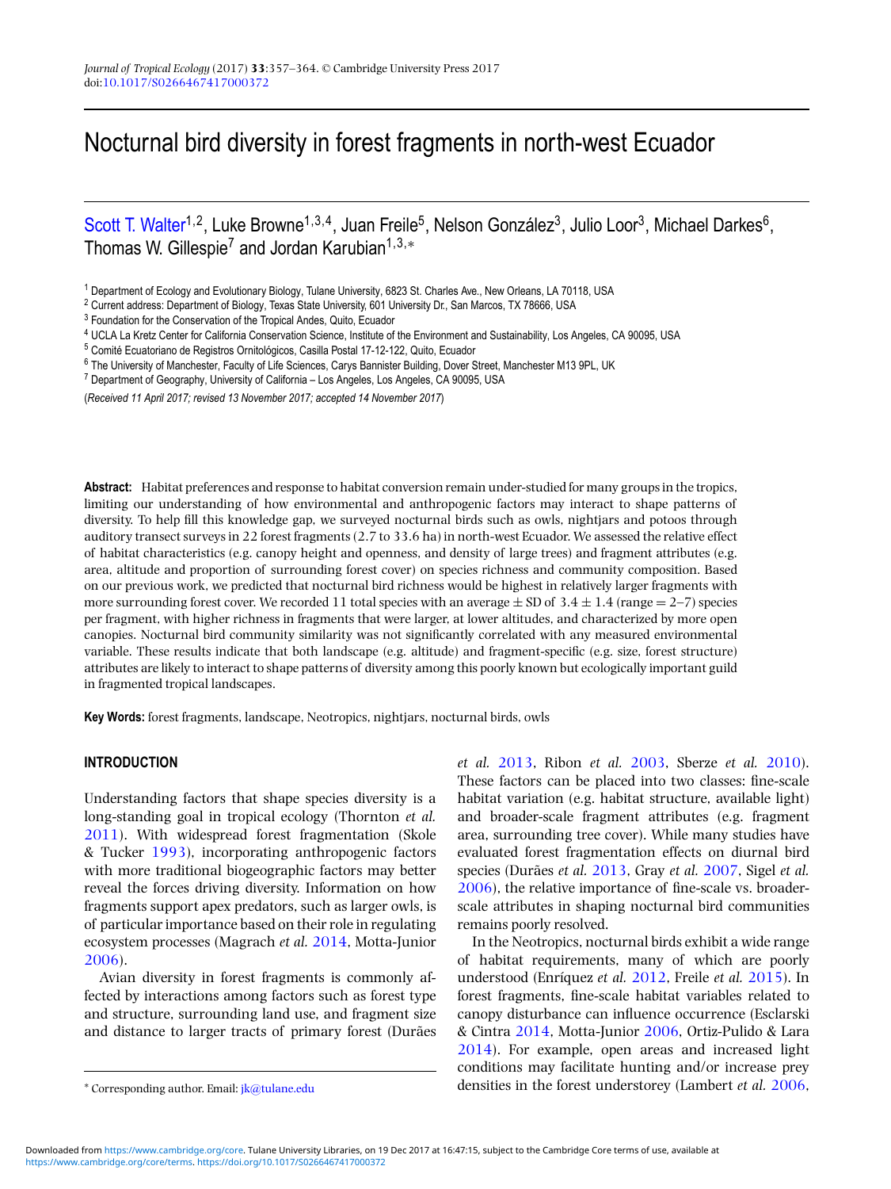# Nocturnal bird diversity in forest fragments in north-west Ecuador

Scott T. Walter[1,2], Luke Browne[1,3,4], Juan Freile[5], Nelson González[3], Julio Loor[3], Michael Darkes[6], Thomas W. Gillespie[7] and Jordan Karubian[1,3,*]

[1] Department of Ecology and Evolutionary Biology, Tulane University, 6823 St. Charles Ave., New Orleans, LA 70118, USA
[2] Current address: Department of Biology, Texas State University, 601 University Dr., San Marcos, TX 78666, USA
[3] Foundation for the Conservation of the Tropical Andes, Quito, Ecuador
[4] UCLA La Kretz Center for California Conservation Science, Institute of the Environment and Sustainability, Los Angeles, CA 90095, USA
[5] Comité Ecuatoriano de Registros Ornitológicos, Casilla Postal 17-12-122, Quito, Ecuador
[6] The University of Manchester, Faculty of Life Sciences, Carys Bannister Building, Dover Street, Manchester M13 9PL, UK
[7] Department of Geography, University of California – Los Angeles, Los Angeles, CA 90095, USA

(*Received 11 April 2017; revised 13 November 2017; accepted 14 November 2017*)

**Abstract:** Habitat preferences and response to habitat conversion remain under-studied for many groups in the tropics, limiting our understanding of how environmental and anthropogenic factors may interact to shape patterns of diversity. To help fill this knowledge gap, we surveyed nocturnal birds such as owls, nightjars and potoos through auditory transect surveys in 22 forest fragments (2.7 to 33.6 ha) in north-west Ecuador. We assessed the relative effect of habitat characteristics (e.g. canopy height and openness, and density of large trees) and fragment attributes (e.g. area, altitude and proportion of surrounding forest cover) on species richness and community composition. Based on our previous work, we predicted that nocturnal bird richness would be highest in relatively larger fragments with more surrounding forest cover. We recorded 11 total species with an average ± SD of 3.4 ± 1.4 (range = 2–7) species per fragment, with higher richness in fragments that were larger, at lower altitudes, and characterized by more open canopies. Nocturnal bird community similarity was not significantly correlated with any measured environmental variable. These results indicate that both landscape (e.g. altitude) and fragment-specific (e.g. size, forest structure) attributes are likely to interact to shape patterns of diversity among this poorly known but ecologically important guild in fragmented tropical landscapes.

**Key Words:** forest fragments, landscape, Neotropics, nightjars, nocturnal birds, owls

## INTRODUCTION

Understanding factors that shape species diversity is a long-standing goal in tropical ecology (Thornton *et al.* 2011). With widespread forest fragmentation (Skole & Tucker 1993), incorporating anthropogenic factors with more traditional biogeographic factors may better reveal the forces driving diversity. Information on how fragments support apex predators, such as larger owls, is of particular importance based on their role in regulating ecosystem processes (Magrach *et al.* 2014, Motta-Junior 2006).

Avian diversity in forest fragments is commonly affected by interactions among factors such as forest type and structure, surrounding land use, and fragment size and distance to larger tracts of primary forest (Durães *et al.* 2013, Ribon *et al.* 2003, Sberze *et al.* 2010). These factors can be placed into two classes: fine-scale habitat variation (e.g. habitat structure, available light) and broader-scale fragment attributes (e.g. fragment area, surrounding tree cover). While many studies have evaluated forest fragmentation effects on diurnal bird species (Durães *et al.* 2013, Gray *et al.* 2007, Sigel *et al.* 2006), the relative importance of fine-scale vs. broader-scale attributes in shaping nocturnal bird communities remains poorly resolved.

In the Neotropics, nocturnal birds exhibit a wide range of habitat requirements, many of which are poorly understood (Enríquez *et al.* 2012, Freile *et al.* 2015). In forest fragments, fine-scale habitat variables related to canopy disturbance can influence occurrence (Esclarski & Cintra 2014, Motta-Junior 2006, Ortiz-Pulido & Lara 2014). For example, open areas and increased light conditions may facilitate hunting and/or increase prey densities in the forest understorey (Lambert *et al.* 2006,

\* Corresponding author. Email: jk@tulane.edu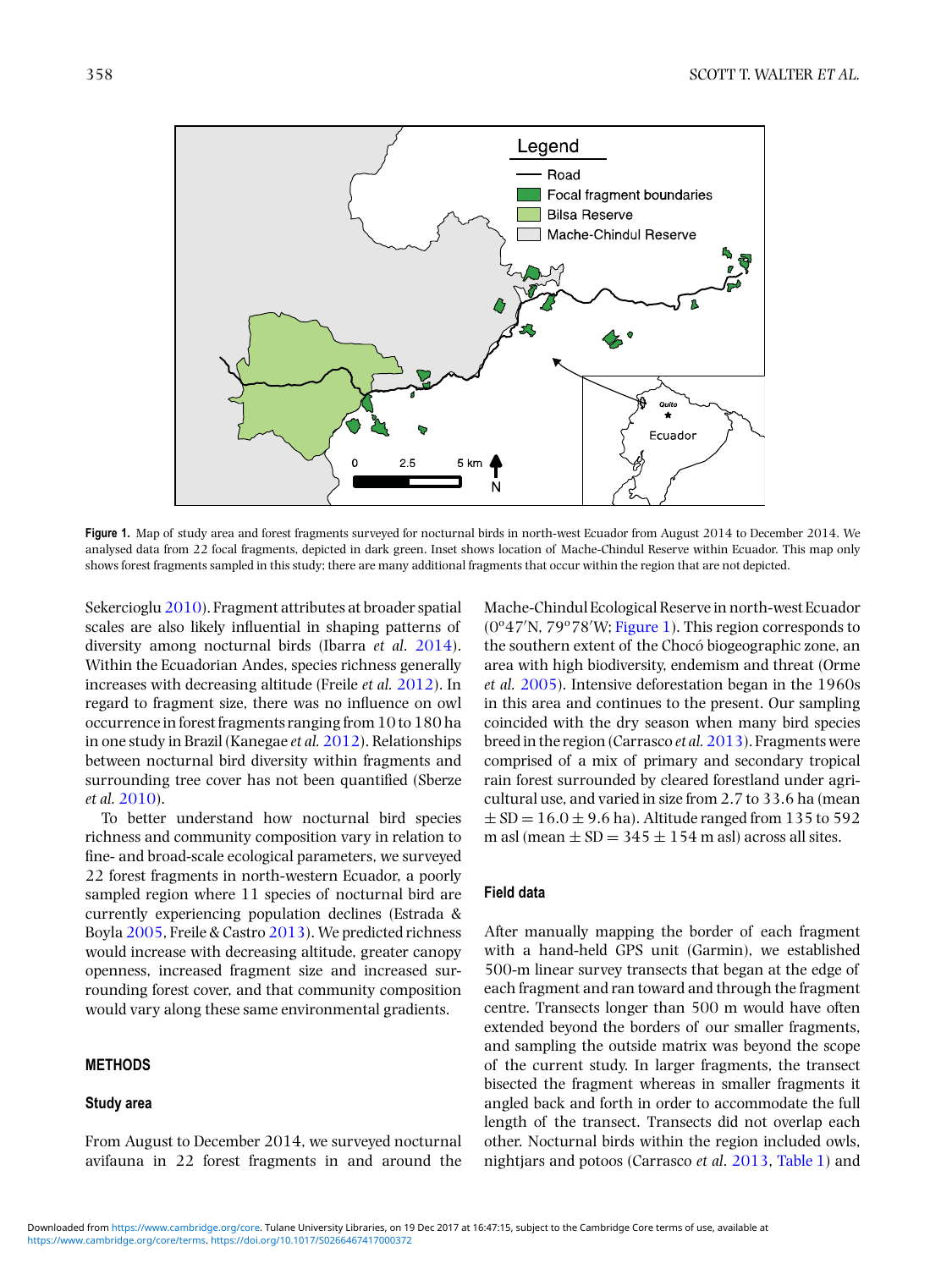**Figure 1.** Map of study area and forest fragments surveyed for nocturnal birds in north-west Ecuador from August 2014 to December 2014. We analysed data from 22 focal fragments, depicted in dark green. Inset shows location of Mache-Chindul Reserve within Ecuador. This map only shows forest fragments sampled in this study; there are many additional fragments that occur within the region that are not depicted.

Sekercioglu 2010). Fragment attributes at broader spatial scales are also likely influential in shaping patterns of diversity among nocturnal birds (Ibarra *et al*. 2014). Within the Ecuadorian Andes, species richness generally increases with decreasing altitude (Freile *et al.* 2012). In regard to fragment size, there was no influence on owl occurrence in forest fragments ranging from 10 to 180 ha in one study in Brazil (Kanegae *et al.* 2012). Relationships between nocturnal bird diversity within fragments and surrounding tree cover has not been quantified (Sberze *et al.* 2010).

To better understand how nocturnal bird species richness and community composition vary in relation to fine- and broad-scale ecological parameters, we surveyed 22 forest fragments in north-western Ecuador, a poorly sampled region where 11 species of nocturnal bird are currently experiencing population declines (Estrada & Boyla 2005, Freile & Castro 2013). We predicted richness would increase with decreasing altitude, greater canopy openness, increased fragment size and increased surrounding forest cover, and that community composition would vary along these same environmental gradients.

## METHODS

### Study area

From August to December 2014, we surveyed nocturnal avifauna in 22 forest fragments in and around the Mache-Chindul Ecological Reserve in north-west Ecuador (0°47′N, 79°78′W; Figure 1). This region corresponds to the southern extent of the Chocó biogeographic zone, an area with high biodiversity, endemism and threat (Orme *et al.* 2005). Intensive deforestation began in the 1960s in this area and continues to the present. Our sampling coincided with the dry season when many bird species breed in the region (Carrasco *et al.* 2013). Fragments were comprised of a mix of primary and secondary tropical rain forest surrounded by cleared forestland under agricultural use, and varied in size from 2.7 to 33.6 ha (mean $\pm$ SD $= 16.0 \pm 9.6$ ha). Altitude ranged from 135 to 592 m asl (mean $\pm$ SD $= 345 \pm 154$ m asl) across all sites.

### Field data

After manually mapping the border of each fragment with a hand-held GPS unit (Garmin), we established 500-m linear survey transects that began at the edge of each fragment and ran toward and through the fragment centre. Transects longer than 500 m would have often extended beyond the borders of our smaller fragments, and sampling the outside matrix was beyond the scope of the current study. In larger fragments, the transect bisected the fragment whereas in smaller fragments it angled back and forth in order to accommodate the full length of the transect. Transects did not overlap each other. Nocturnal birds within the region included owls, nightjars and potoos (Carrasco *et al*. 2013, Table 1) and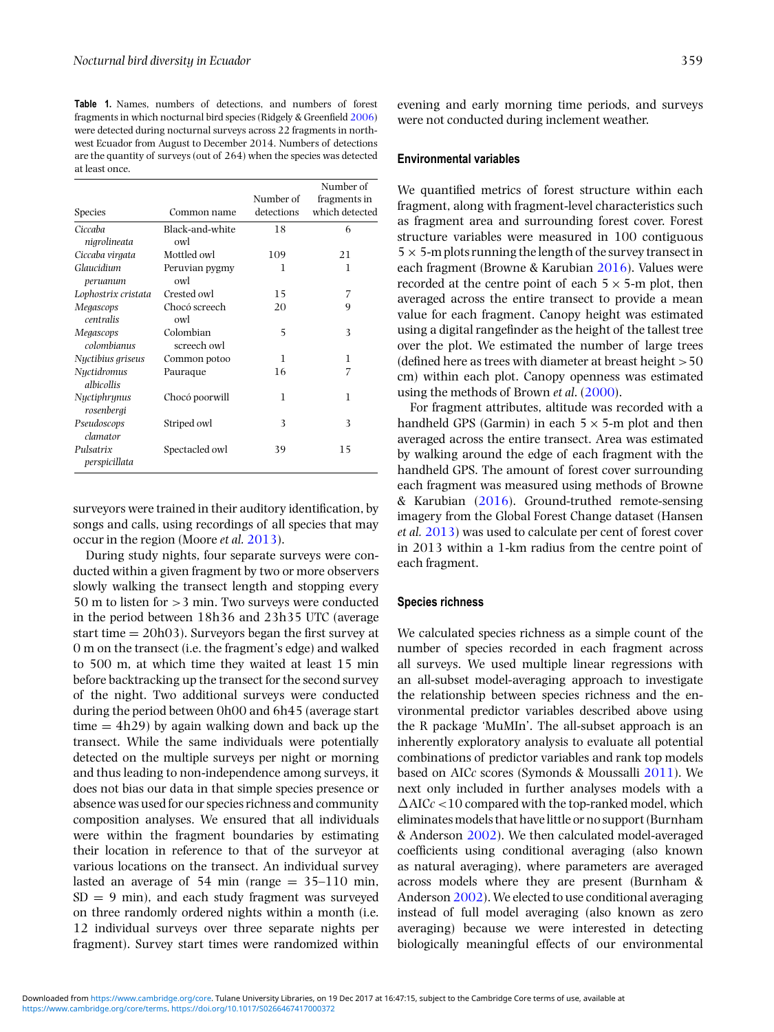**Table 1.** Names, numbers of detections, and numbers of forest fragments in which nocturnal bird species (Ridgely & Greenfield 2006) were detected during nocturnal surveys across 22 fragments in north-west Ecuador from August to December 2014. Numbers of detections are the quantity of surveys (out of 264) when the species was detected at least once.

| Species | Common name | Number of detections | Number of fragments in which detected |
|---|---|---|---|
| *Ciccaba nigrolineata* | Black-and-white owl | 18 | 6 |
| *Ciccaba virgata* | Mottled owl | 109 | 21 |
| *Glaucidium peruanum* | Peruvian pygmy owl | 1 | 1 |
| *Lophostrix cristata* | Crested owl | 15 | 7 |
| *Megascops centralis* | Chocó screech owl | 20 | 9 |
| *Megascops colombianus* | Colombian screech owl | 5 | 3 |
| *Nyctibius griseus* | Common potoo | 1 | 1 |
| *Nyctidromus albicollis* | Pauraque | 16 | 7 |
| *Nyctiphrynus rosenbergi* | Chocó poorwill | 1 | 1 |
| *Pseudoscops clamator* | Striped owl | 3 | 3 |
| *Pulsatrix perspicillata* | Spectacled owl | 39 | 15 |

surveyors were trained in their auditory identification, by songs and calls, using recordings of all species that may occur in the region (Moore *et al.* 2013).

During study nights, four separate surveys were conducted within a given fragment by two or more observers slowly walking the transect length and stopping every 50 m to listen for >3 min. Two surveys were conducted in the period between 18h36 and 23h35 UTC (average start time = 20h03). Surveyors began the first survey at 0 m on the transect (i.e. the fragment's edge) and walked to 500 m, at which time they waited at least 15 min before backtracking up the transect for the second survey of the night. Two additional surveys were conducted during the period between 0h00 and 6h45 (average start time = 4h29) by again walking down and back up the transect. While the same individuals were potentially detected on the multiple surveys per night or morning and thus leading to non-independence among surveys, it does not bias our data in that simple species presence or absence was used for our species richness and community composition analyses. We ensured that all individuals were within the fragment boundaries by estimating their location in reference to that of the surveyor at various locations on the transect. An individual survey lasted an average of 54 min (range = 35–110 min, SD = 9 min), and each study fragment was surveyed on three randomly ordered nights within a month (i.e. 12 individual surveys over three separate nights per fragment). Survey start times were randomized within evening and early morning time periods, and surveys were not conducted during inclement weather.

### Environmental variables

We quantified metrics of forest structure within each fragment, along with fragment-level characteristics such as fragment area and surrounding forest cover. Forest structure variables were measured in 100 contiguous 5 × 5-m plots running the length of the survey transect in each fragment (Browne & Karubian 2016). Values were recorded at the centre point of each 5 × 5-m plot, then averaged across the entire transect to provide a mean value for each fragment. Canopy height was estimated using a digital rangefinder as the height of the tallest tree over the plot. We estimated the number of large trees (defined here as trees with diameter at breast height >50 cm) within each plot. Canopy openness was estimated using the methods of Brown *et al.* (2000).

For fragment attributes, altitude was recorded with a handheld GPS (Garmin) in each 5 × 5-m plot and then averaged across the entire transect. Area was estimated by walking around the edge of each fragment with the handheld GPS. The amount of forest cover surrounding each fragment was measured using methods of Browne & Karubian (2016). Ground-truthed remote-sensing imagery from the Global Forest Change dataset (Hansen *et al.* 2013) was used to calculate per cent of forest cover in 2013 within a 1-km radius from the centre point of each fragment.

### Species richness

We calculated species richness as a simple count of the number of species recorded in each fragment across all surveys. We used multiple linear regressions with an all-subset model-averaging approach to investigate the relationship between species richness and the environmental predictor variables described above using the R package 'MuMIn'. The all-subset approach is an inherently exploratory analysis to evaluate all potential combinations of predictor variables and rank top models based on AIC*c* scores (Symonds & Moussalli 2011). We next only included in further analyses models with a ΔAIC*c* <10 compared with the top-ranked model, which eliminates models that have little or no support (Burnham & Anderson 2002). We then calculated model-averaged coefficients using conditional averaging (also known as natural averaging), where parameters are averaged across models where they are present (Burnham & Anderson 2002). We elected to use conditional averaging instead of full model averaging (also known as zero averaging) because we were interested in detecting biologically meaningful effects of our environmental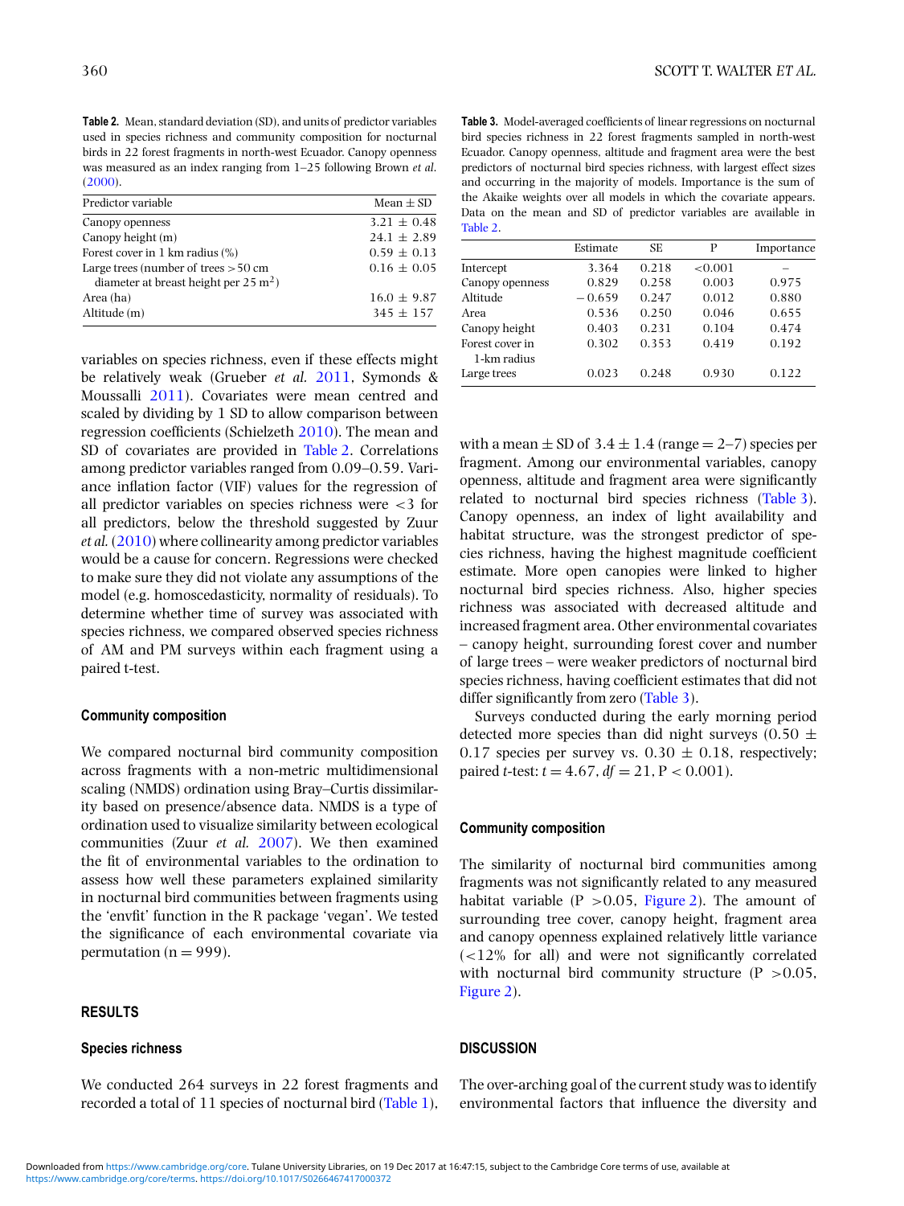**Table 2.** Mean, standard deviation (SD), and units of predictor variables used in species richness and community composition for nocturnal birds in 22 forest fragments in north-west Ecuador. Canopy openness was measured as an index ranging from 1–25 following Brown *et al.* (2000).

| Predictor variable | Mean ± SD |
|---|---|
| Canopy openness | 3.21 ± 0.48 |
| Canopy height (m) | 24.1 ± 2.89 |
| Forest cover in 1 km radius (%) | 0.59 ± 0.13 |
| Large trees (number of trees >50 cm diameter at breast height per 25 $m^2$) | 0.16 ± 0.05 |
| Area (ha) | 16.0 ± 9.87 |
| Altitude (m) | 345 ± 157 |

variables on species richness, even if these effects might be relatively weak (Grueber *et al.* 2011, Symonds & Moussalli 2011). Covariates were mean centred and scaled by dividing by 1 SD to allow comparison between regression coefficients (Schielzeth 2010). The mean and SD of covariates are provided in Table 2. Correlations among predictor variables ranged from 0.09–0.59. Variance inflation factor (VIF) values for the regression of all predictor variables on species richness were <3 for all predictors, below the threshold suggested by Zuur *et al.* (2010) where collinearity among predictor variables would be a cause for concern. Regressions were checked to make sure they did not violate any assumptions of the model (e.g. homoscedasticity, normality of residuals). To determine whether time of survey was associated with species richness, we compared observed species richness of AM and PM surveys within each fragment using a paired t-test.

#### Community composition

We compared nocturnal bird community composition across fragments with a non-metric multidimensional scaling (NMDS) ordination using Bray–Curtis dissimilarity based on presence/absence data. NMDS is a type of ordination used to visualize similarity between ecological communities (Zuur *et al.* 2007). We then examined the fit of environmental variables to the ordination to assess how well these parameters explained similarity in nocturnal bird communities between fragments using the 'envfit' function in the R package 'vegan'. We tested the significance of each environmental covariate via permutation (n = 999).

## RESULTS

#### Species richness

We conducted 264 surveys in 22 forest fragments and recorded a total of 11 species of nocturnal bird (Table 1), with a mean ± SD of 3.4 ± 1.4 (range = 2–7) species per fragment. Among our environmental variables, canopy openness, altitude and fragment area were significantly related to nocturnal bird species richness (Table 3). Canopy openness, an index of light availability and habitat structure, was the strongest predictor of species richness, having the highest magnitude coefficient estimate. More open canopies were linked to higher nocturnal bird species richness. Also, higher species richness was associated with decreased altitude and increased fragment area. Other environmental covariates – canopy height, surrounding forest cover and number of large trees – were weaker predictors of nocturnal bird species richness, having coefficient estimates that did not differ significantly from zero (Table 3).

**Table 3.** Model-averaged coefficients of linear regressions on nocturnal bird species richness in 22 forest fragments sampled in north-west Ecuador. Canopy openness, altitude and fragment area were the best predictors of nocturnal bird species richness, with largest effect sizes and occurring in the majority of models. Importance is the sum of the Akaike weights over all models in which the covariate appears. Data on the mean and SD of predictor variables are available in Table 2.

| | Estimate | SE | P | Importance |
|---|---|---|---|---|
| Intercept | 3.364 | 0.218 | <0.001 | – |
| Canopy openness | 0.829 | 0.258 | 0.003 | 0.975 |
| Altitude | −0.659 | 0.247 | 0.012 | 0.880 |
| Area | 0.536 | 0.250 | 0.046 | 0.655 |
| Canopy height | 0.403 | 0.231 | 0.104 | 0.474 |
| Forest cover in 1-km radius | 0.302 | 0.353 | 0.419 | 0.192 |
| Large trees | 0.023 | 0.248 | 0.930 | 0.122 |

Surveys conducted during the early morning period detected more species than did night surveys (0.50 ± 0.17 species per survey vs. 0.30 ± 0.18, respectively; paired *t*-test: $t = 4.67$, $df = 21$, $P < 0.001$).

#### Community composition

The similarity of nocturnal bird communities among fragments was not significantly related to any measured habitat variable (P >0.05, Figure 2). The amount of surrounding tree cover, canopy height, fragment area and canopy openness explained relatively little variance (<12% for all) and were not significantly correlated with nocturnal bird community structure (P >0.05, Figure 2).

## DISCUSSION

The over-arching goal of the current study was to identify environmental factors that influence the diversity and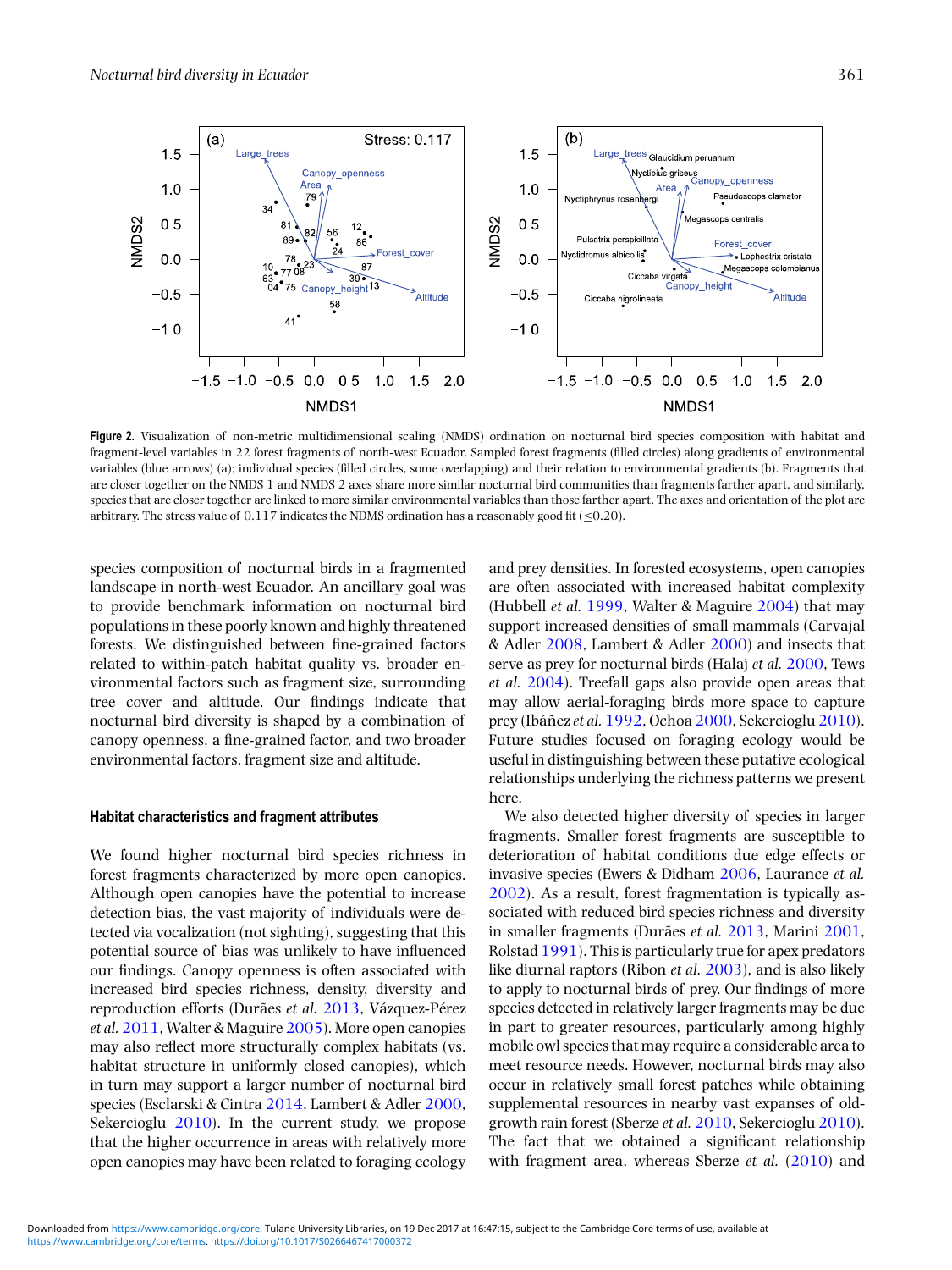**Figure 2.** Visualization of non-metric multidimensional scaling (NMDS) ordination on nocturnal bird species composition with habitat and fragment-level variables in 22 forest fragments of north-west Ecuador. Sampled forest fragments (filled circles) along gradients of environmental variables (blue arrows) (a); individual species (filled circles, some overlapping) and their relation to environmental gradients (b). Fragments that are closer together on the NMDS 1 and NMDS 2 axes share more similar nocturnal bird communities than fragments farther apart, and similarly, species that are closer together are linked to more similar environmental variables than those farther apart. The axes and orientation of the plot are arbitrary. The stress value of 0.117 indicates the NDMS ordination has a reasonably good fit (≤0.20).

species composition of nocturnal birds in a fragmented landscape in north-west Ecuador. An ancillary goal was to provide benchmark information on nocturnal bird populations in these poorly known and highly threatened forests. We distinguished between fine-grained factors related to within-patch habitat quality vs. broader environmental factors such as fragment size, surrounding tree cover and altitude. Our findings indicate that nocturnal bird diversity is shaped by a combination of canopy openness, a fine-grained factor, and two broader environmental factors, fragment size and altitude.

### Habitat characteristics and fragment attributes

We found higher nocturnal bird species richness in forest fragments characterized by more open canopies. Although open canopies have the potential to increase detection bias, the vast majority of individuals were detected via vocalization (not sighting), suggesting that this potential source of bias was unlikely to have influenced our findings. Canopy openness is often associated with increased bird species richness, density, diversity and reproduction efforts (Durães *et al.* 2013, Vázquez-Pérez *et al.* 2011, Walter & Maguire 2005). More open canopies may also reflect more structurally complex habitats (vs. habitat structure in uniformly closed canopies), which in turn may support a larger number of nocturnal bird species (Esclarski & Cintra 2014, Lambert & Adler 2000, Sekercioglu 2010). In the current study, we propose that the higher occurrence in areas with relatively more open canopies may have been related to foraging ecology and prey densities. In forested ecosystems, open canopies are often associated with increased habitat complexity (Hubbell *et al.* 1999, Walter & Maguire 2004) that may support increased densities of small mammals (Carvajal & Adler 2008, Lambert & Adler 2000) and insects that serve as prey for nocturnal birds (Halaj *et al.* 2000, Tews *et al.* 2004). Treefall gaps also provide open areas that may allow aerial-foraging birds more space to capture prey (Ibáñez *et al.* 1992, Ochoa 2000, Sekercioglu 2010). Future studies focused on foraging ecology would be useful in distinguishing between these putative ecological relationships underlying the richness patterns we present here.

We also detected higher diversity of species in larger fragments. Smaller forest fragments are susceptible to deterioration of habitat conditions due edge effects or invasive species (Ewers & Didham 2006, Laurance *et al.* 2002). As a result, forest fragmentation is typically associated with reduced bird species richness and diversity in smaller fragments (Durães *et al.* 2013, Marini 2001, Rolstad 1991). This is particularly true for apex predators like diurnal raptors (Ribon *et al.* 2003), and is also likely to apply to nocturnal birds of prey. Our findings of more species detected in relatively larger fragments may be due in part to greater resources, particularly among highly mobile owl species that may require a considerable area to meet resource needs. However, nocturnal birds may also occur in relatively small forest patches while obtaining supplemental resources in nearby vast expanses of old-growth rain forest (Sberze *et al.* 2010, Sekercioglu 2010). The fact that we obtained a significant relationship with fragment area, whereas Sberze *et al.* (2010) and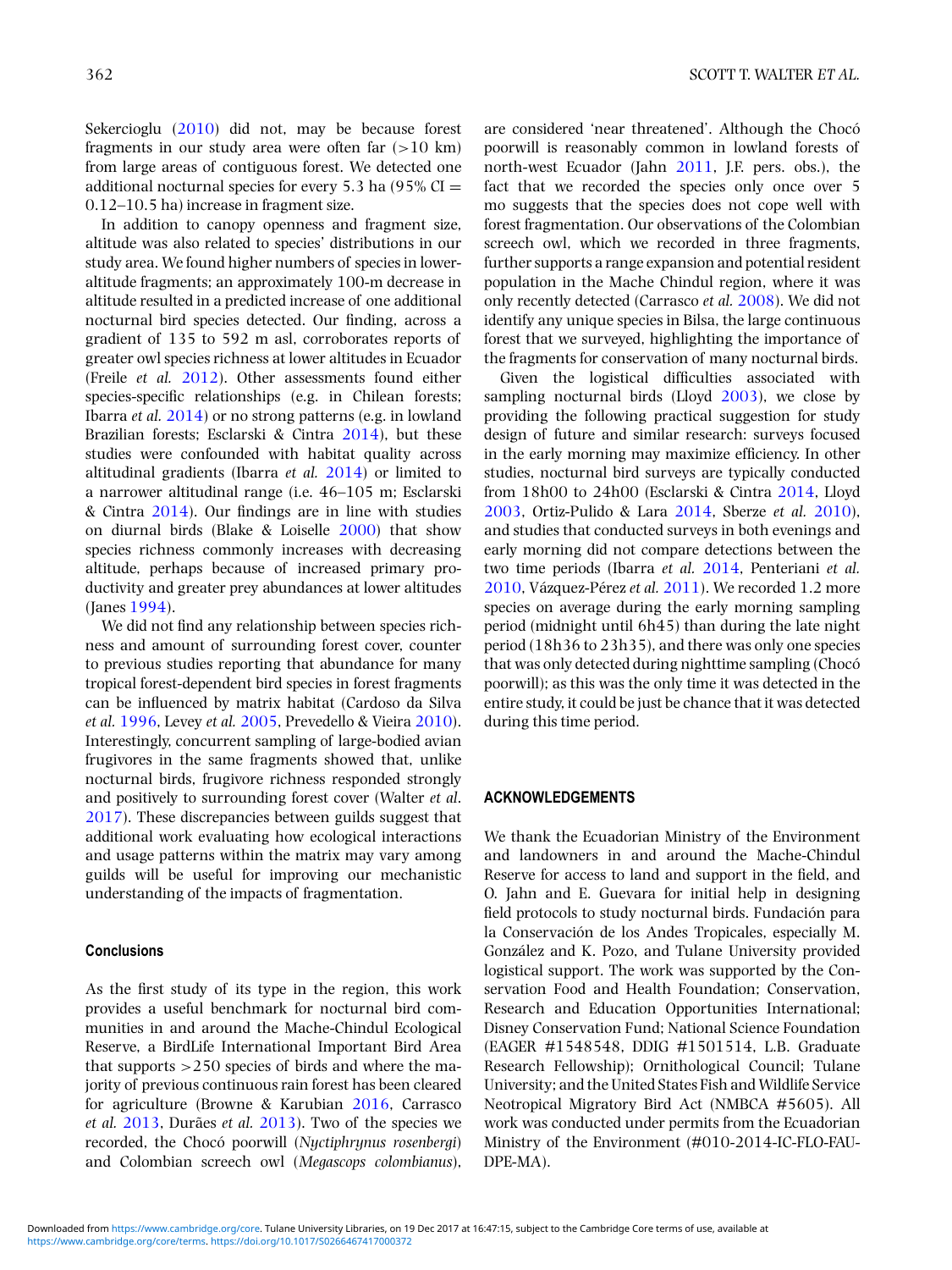Sekercioglu (2010) did not, may be because forest fragments in our study area were often far (>10 km) from large areas of contiguous forest. We detected one additional nocturnal species for every 5.3 ha (95% CI = 0.12–10.5 ha) increase in fragment size.

In addition to canopy openness and fragment size, altitude was also related to species' distributions in our study area. We found higher numbers of species in lower-altitude fragments; an approximately 100-m decrease in altitude resulted in a predicted increase of one additional nocturnal bird species detected. Our finding, across a gradient of 135 to 592 m asl, corroborates reports of greater owl species richness at lower altitudes in Ecuador (Freile *et al.* 2012). Other assessments found either species-specific relationships (e.g. in Chilean forests; Ibarra *et al.* 2014) or no strong patterns (e.g. in lowland Brazilian forests; Esclarski & Cintra 2014), but these studies were confounded with habitat quality across altitudinal gradients (Ibarra *et al.* 2014) or limited to a narrower altitudinal range (i.e. 46–105 m; Esclarski & Cintra 2014). Our findings are in line with studies on diurnal birds (Blake & Loiselle 2000) that show species richness commonly increases with decreasing altitude, perhaps because of increased primary productivity and greater prey abundances at lower altitudes (Janes 1994).

We did not find any relationship between species richness and amount of surrounding forest cover, counter to previous studies reporting that abundance for many tropical forest-dependent bird species in forest fragments can be influenced by matrix habitat (Cardoso da Silva *et al.* 1996, Levey *et al.* 2005, Prevedello & Vieira 2010). Interestingly, concurrent sampling of large-bodied avian frugivores in the same fragments showed that, unlike nocturnal birds, frugivore richness responded strongly and positively to surrounding forest cover (Walter *et al.* 2017). These discrepancies between guilds suggest that additional work evaluating how ecological interactions and usage patterns within the matrix may vary among guilds will be useful for improving our mechanistic understanding of the impacts of fragmentation.

### Conclusions

As the first study of its type in the region, this work provides a useful benchmark for nocturnal bird communities in and around the Mache-Chindul Ecological Reserve, a BirdLife International Important Bird Area that supports >250 species of birds and where the majority of previous continuous rain forest has been cleared for agriculture (Browne & Karubian 2016, Carrasco *et al.* 2013, Durães *et al.* 2013). Two of the species we recorded, the Chocó poorwill (*Nyctiphrynus rosenbergi*) and Colombian screech owl (*Megascops colombianus*), are considered 'near threatened'. Although the Chocó poorwill is reasonably common in lowland forests of north-west Ecuador (Jahn 2011, J.F. pers. obs.), the fact that we recorded the species only once over 5 mo suggests that the species does not cope well with forest fragmentation. Our observations of the Colombian screech owl, which we recorded in three fragments, further supports a range expansion and potential resident population in the Mache Chindul region, where it was only recently detected (Carrasco *et al.* 2008). We did not identify any unique species in Bilsa, the large continuous forest that we surveyed, highlighting the importance of the fragments for conservation of many nocturnal birds.

Given the logistical difficulties associated with sampling nocturnal birds (Lloyd 2003), we close by providing the following practical suggestion for study design of future and similar research: surveys focused in the early morning may maximize efficiency. In other studies, nocturnal bird surveys are typically conducted from 18h00 to 24h00 (Esclarski & Cintra 2014, Lloyd 2003, Ortiz-Pulido & Lara 2014, Sberze *et al.* 2010), and studies that conducted surveys in both evenings and early morning did not compare detections between the two time periods (Ibarra *et al.* 2014, Penteriani *et al.* 2010, Vázquez-Pérez *et al.* 2011). We recorded 1.2 more species on average during the early morning sampling period (midnight until 6h45) than during the late night period (18h36 to 23h35), and there was only one species that was only detected during nighttime sampling (Chocó poorwill); as this was the only time it was detected in the entire study, it could be just be chance that it was detected during this time period.

### ACKNOWLEDGEMENTS

We thank the Ecuadorian Ministry of the Environment and landowners in and around the Mache-Chindul Reserve for access to land and support in the field, and O. Jahn and E. Guevara for initial help in designing field protocols to study nocturnal birds. Fundación para la Conservación de los Andes Tropicales, especially M. González and K. Pozo, and Tulane University provided logistical support. The work was supported by the Conservation Food and Health Foundation; Conservation, Research and Education Opportunities International; Disney Conservation Fund; National Science Foundation (EAGER #1548548, DDIG #1501514, L.B. Graduate Research Fellowship); Ornithological Council; Tulane University; and the United States Fish and Wildlife Service Neotropical Migratory Bird Act (NMBCA #5605). All work was conducted under permits from the Ecuadorian Ministry of the Environment (#010-2014-IC-FLO-FAU-DPE-MA).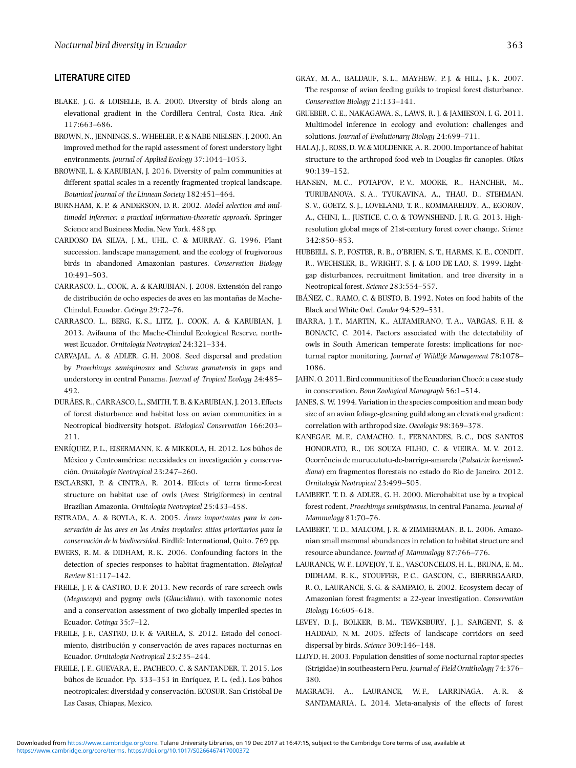## LITERATURE CITED

BLAKE, J. G. & LOISELLE, B. A. 2000. Diversity of birds along an elevational gradient in the Cordillera Central, Costa Rica. *Auk* 117:663–686.

BROWN, N., JENNINGS, S., WHEELER, P. & NABE-NIELSEN, J. 2000. An improved method for the rapid assessment of forest understory light environments. *Journal of Applied Ecology* 37:1044–1053.

BROWNE, L. & KARUBIAN, J. 2016. Diversity of palm communities at different spatial scales in a recently fragmented tropical landscape. *Botanical Journal of the Linnean Society* 182:451–464.

BURNHAM, K. P. & ANDERSON, D. R. 2002. *Model selection and multimodel inference: a practical information-theoretic approach.* Springer Science and Business Media, New York. 488 pp.

CARDOSO DA SILVA, J. M., UHL, C. & MURRAY, G. 1996. Plant succession, landscape management, and the ecology of frugivorous birds in abandoned Amazonian pastures. *Conservation Biology* 10:491–503.

CARRASCO, L., COOK, A. & KARUBIAN, J. 2008. Extensión del rango de distribución de ocho especies de aves en las montañas de Mache-Chindul, Ecuador. *Cotinga* 29:72–76.

CARRASCO, L., BERG, K. S., LITZ, J., COOK, A. & KARUBIAN, J. 2013. Avifauna of the Mache-Chindul Ecological Reserve, northwest Ecuador. *Ornitología Neotropical* 24:321–334.

CARVAJAL, A. & ADLER, G. H. 2008. Seed dispersal and predation by *Proechimys semispinosus* and *Sciurus granatensis* in gaps and understorey in central Panama. *Journal of Tropical Ecology* 24:485–492.

DURÃES, R., CARRASCO, L., SMITH, T. B. & KARUBIAN, J. 2013. Effects of forest disturbance and habitat loss on avian communities in a Neotropical biodiversity hotspot. *Biological Conservation* 166:203–211.

ENRÍQUEZ, P. L., EISERMANN, K. & MIKKOLA, H. 2012. Los búhos de México y Centroamérica: necesidades en investigación y conservación. *Ornitología Neotropical* 23:247–260.

ESCLARSKI, P. & CINTRA, R. 2014. Effects of terra firme-forest structure on habitat use of owls (Aves: Strigiformes) in central Brazilian Amazonia. *Ornitología Neotropical* 25:433–458.

ESTRADA, A. & BOYLA, K. A. 2005. *Áreas importantes para la conservación de las aves en los Andes tropicales: sitios prioritarios para la conservación de la biodiversidad.* Birdlife International, Quito. 769 pp.

EWERS, R. M. & DIDHAM, R. K. 2006. Confounding factors in the detection of species responses to habitat fragmentation. *Biological Review* 81:117–142.

FREILE, J. F. & CASTRO, D. F. 2013. New records of rare screech owls (*Megascops*) and pygmy owls (*Glaucidium*), with taxonomic notes and a conservation assessment of two globally imperiled species in Ecuador. *Cotinga* 35:7–12.

FREILE, J. F., CASTRO, D. F. & VARELA, S. 2012. Estado del conocimiento, distribución y conservación de aves rapaces nocturnas en Ecuador. *Ornitología Neotropical* 23:235–244.

FREILE, J. F., GUEVARA, E., PACHECO, C. & SANTANDER, T. 2015. Los búhos de Ecuador. Pp. 333–353 in Enríquez, P. L. (ed.). Los búhos neotropicales: diversidad y conservación. ECOSUR, San Cristóbal De Las Casas, Chiapas, Mexico.

GRAY, M. A., BALDAUF, S. L., MAYHEW, P. J. & HILL, J. K. 2007. The response of avian feeding guilds to tropical forest disturbance. *Conservation Biology* 21:133–141.

GRUEBER, C. E., NAKAGAWA, S., LAWS, R. J. & JAMIESON, I. G. 2011. Multimodel inference in ecology and evolution: challenges and solutions. *Journal of Evolutionary Biology* 24:699–711.

HALAJ, J., ROSS, D. W. & MOLDENKE, A. R. 2000. Importance of habitat structure to the arthropod food-web in Douglas-fir canopies. *Oikos* 90:139–152.

HANSEN, M. C., POTAPOV, P. V., MOORE, R., HANCHER, M., TURUBANOVA, S. A., TYUKAVINA, A., THAU, D., STEHMAN, S. V., GOETZ, S. J., LOVELAND, T. R., KOMMAREDDY, A., EGOROV, A., CHINI, L., JUSTICE, C. O. & TOWNSHEND, J. R. G. 2013. High-resolution global maps of 21st-century forest cover change. *Science* 342:850–853.

HUBBELL, S. P., FOSTER, R. B., O'BRIEN, S. T., HARMS, K. E., CONDIT, R., WECHSLER, B., WRIGHT, S. J. & LOO DE LAO, S. 1999. Light-gap disturbances, recruitment limitation, and tree diversity in a Neotropical forest. *Science* 283:554–557.

IBÁÑEZ, C., RAMO, C. & BUSTO, B. 1992. Notes on food habits of the Black and White Owl. *Condor* 94:529–531.

IBARRA, J. T., MARTIN, K., ALTAMIRANO, T. A., VARGAS, F. H. & BONACIC, C. 2014. Factors associated with the detectability of owls in South American temperate forests: implications for nocturnal raptor monitoring. *Journal of Wildlife Management* 78:1078–1086.

JAHN, O. 2011. Bird communities of the Ecuadorian Chocó: a case study in conservation. *Bonn Zoological Monograph* 56:1–514.

JANES, S. W. 1994. Variation in the species composition and mean body size of an avian foliage-gleaning guild along an elevational gradient: correlation with arthropod size. *Oecologia* 98:369–378.

KANEGAE, M. F., CAMACHO, I., FERNANDES, B. C., DOS SANTOS HONORATO, R., DE SOUZA FILHO, C. & VIEIRA, M. V. 2012. Ocorrência de murucututu-de-barriga-amarela (*Pulsatrix koeniswaldiana*) em fragmentos florestais no estado do Rio de Janeiro. 2012. *Ornitología Neotropical* 23:499–505.

LAMBERT, T. D. & ADLER, G. H. 2000. Microhabitat use by a tropical forest rodent, *Proechimys semispinosus*, in central Panama. *Journal of Mammalogy* 81:70–76.

LAMBERT, T. D., MALCOM, J. R. & ZIMMERMAN, B. L. 2006. Amazonian small mammal abundances in relation to habitat structure and resource abundance. *Journal of Mammalogy* 87:766–776.

LAURANCE, W. F., LOVEJOY, T. E., VASCONCELOS, H. L., BRUNA, E. M., DIDHAM, R. K., STOUFFER, P. C., GASCON, C., BIERREGAARD, R. O., LAURANCE, S. G. & SAMPAIO, E. 2002. Ecosystem decay of Amazonian forest fragments: a 22-year investigation. *Conservation Biology* 16:605–618.

LEVEY, D. J., BOLKER, B. M., TEWKSBURY, J. J., SARGENT, S. & HADDAD, N. M. 2005. Effects of landscape corridors on seed dispersal by birds. *Science* 309:146–148.

LLOYD, H. 2003. Population densities of some nocturnal raptor species (Strigidae) in southeastern Peru. *Journal of Field Ornithology* 74:376–380.

MAGRACH, A., LAURANCE, W. F., LARRINAGA, A. R. & SANTAMARIA, L. 2014. Meta-analysis of the effects of forest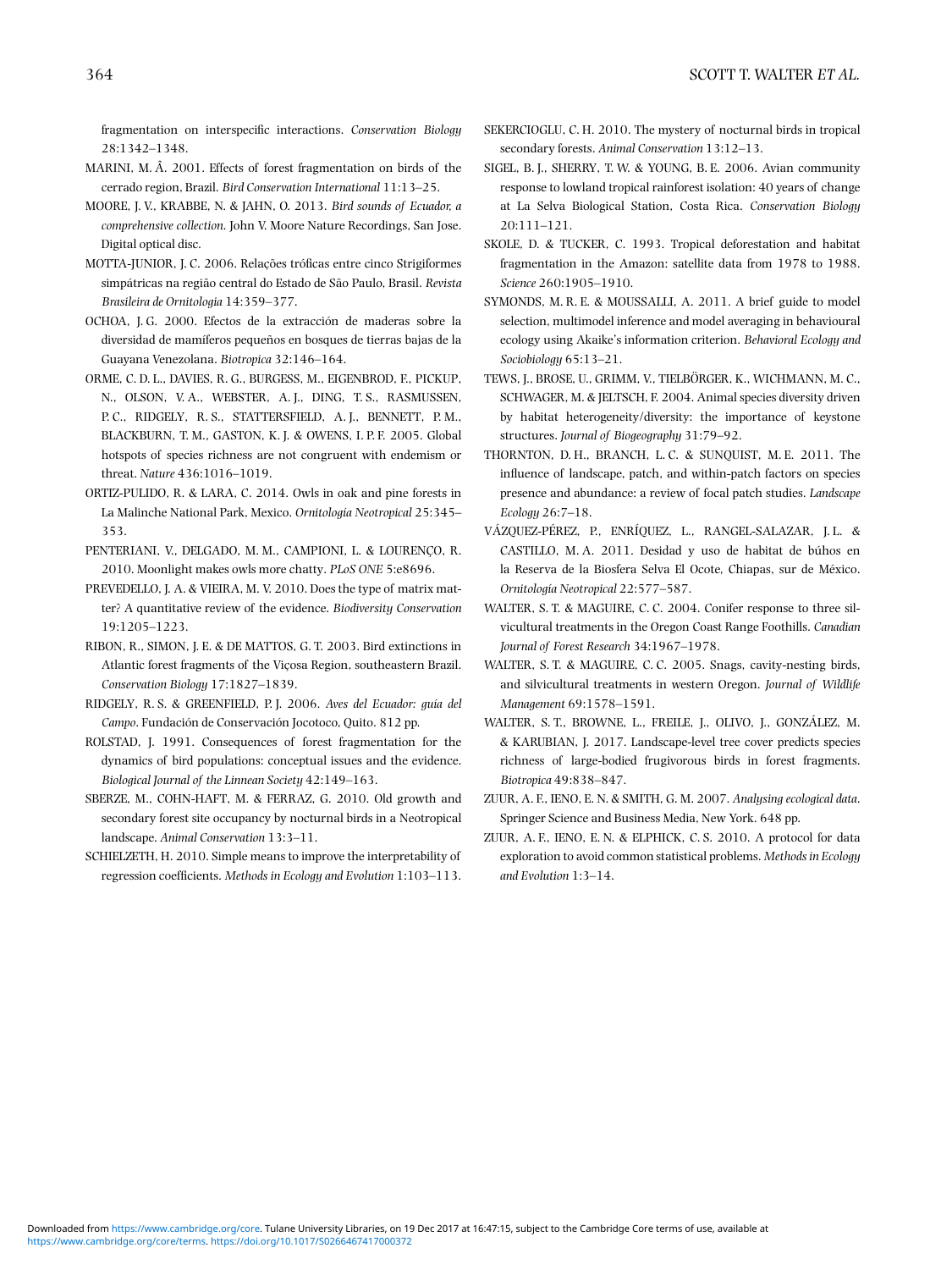fragmentation on interspecific interactions. *Conservation Biology* 28:1342–1348.

MARINI, M. Â. 2001. Effects of forest fragmentation on birds of the cerrado region, Brazil. *Bird Conservation International* 11:13–25.

MOORE, J. V., KRABBE, N. & JAHN, O. 2013. *Bird sounds of Ecuador, a comprehensive collection*. John V. Moore Nature Recordings, San Jose. Digital optical disc.

MOTTA-JUNIOR, J. C. 2006. Relações tróficas entre cinco Strigiformes simpátricas na região central do Estado de São Paulo, Brasil. *Revista Brasileira de Ornitologia* 14:359–377.

OCHOA, J. G. 2000. Efectos de la extracción de maderas sobre la diversidad de mamíferos pequeños en bosques de tierras bajas de la Guayana Venezolana. *Biotropica* 32:146–164.

ORME, C. D. L., DAVIES, R. G., BURGESS, M., EIGENBROD, F., PICKUP, N., OLSON, V. A., WEBSTER, A. J., DING, T. S., RASMUSSEN, P. C., RIDGELY, R. S., STATTERSFIELD, A. J., BENNETT, P. M., BLACKBURN, T. M., GASTON, K. J. & OWENS, I. P. F. 2005. Global hotspots of species richness are not congruent with endemism or threat. *Nature* 436:1016–1019.

ORTIZ-PULIDO, R. & LARA, C. 2014. Owls in oak and pine forests in La Malinche National Park, Mexico. *Ornitología Neotropical* 25:345–353.

PENTERIANI, V., DELGADO, M. M., CAMPIONI, L. & LOURENÇO, R. 2010. Moonlight makes owls more chatty. *PLoS ONE* 5:e8696.

PREVEDELLO, J. A. & VIEIRA, M. V. 2010. Does the type of matrix matter? A quantitative review of the evidence. *Biodiversity Conservation* 19:1205–1223.

RIBON, R., SIMON, J. E. & DE MATTOS, G. T. 2003. Bird extinctions in Atlantic forest fragments of the Viçosa Region, southeastern Brazil. *Conservation Biology* 17:1827–1839.

RIDGELY, R. S. & GREENFIELD, P. J. 2006. *Aves del Ecuador: guía del Campo*. Fundación de Conservación Jocotoco, Quito. 812 pp.

ROLSTAD, J. 1991. Consequences of forest fragmentation for the dynamics of bird populations: conceptual issues and the evidence. *Biological Journal of the Linnean Society* 42:149–163.

SBERZE, M., COHN-HAFT, M. & FERRAZ, G. 2010. Old growth and secondary forest site occupancy by nocturnal birds in a Neotropical landscape. *Animal Conservation* 13:3–11.

SCHIELZETH, H. 2010. Simple means to improve the interpretability of regression coefficients. *Methods in Ecology and Evolution* 1:103–113.

SEKERCIOGLU, C. H. 2010. The mystery of nocturnal birds in tropical secondary forests. *Animal Conservation* 13:12–13.

SIGEL, B. J., SHERRY, T. W. & YOUNG, B. E. 2006. Avian community response to lowland tropical rainforest isolation: 40 years of change at La Selva Biological Station, Costa Rica. *Conservation Biology* 20:111–121.

SKOLE, D. & TUCKER, C. 1993. Tropical deforestation and habitat fragmentation in the Amazon: satellite data from 1978 to 1988. *Science* 260:1905–1910.

SYMONDS, M. R. E. & MOUSSALLI, A. 2011. A brief guide to model selection, multimodel inference and model averaging in behavioural ecology using Akaike's information criterion. *Behavioral Ecology and Sociobiology* 65:13–21.

TEWS, J., BROSE, U., GRIMM, V., TIELBÖRGER, K., WICHMANN, M. C., SCHWAGER, M. & JELTSCH, F. 2004. Animal species diversity driven by habitat heterogeneity/diversity: the importance of keystone structures. *Journal of Biogeography* 31:79–92.

THORNTON, D. H., BRANCH, L. C. & SUNQUIST, M. E. 2011. The influence of landscape, patch, and within-patch factors on species presence and abundance: a review of focal patch studies. *Landscape Ecology* 26:7–18.

VÁZQUEZ-PÉREZ, P., ENRÍQUEZ, L., RANGEL-SALAZAR, J. L. & CASTILLO, M. A. 2011. Desidad y uso de habitat de búhos en la Reserva de la Biosfera Selva El Ocote, Chiapas, sur de México. *Ornitología Neotropical* 22:577–587.

WALTER, S. T. & MAGUIRE, C. C. 2004. Conifer response to three silvicultural treatments in the Oregon Coast Range Foothills. *Canadian Journal of Forest Research* 34:1967–1978.

WALTER, S. T. & MAGUIRE, C. C. 2005. Snags, cavity-nesting birds, and silvicultural treatments in western Oregon. *Journal of Wildlife Management* 69:1578–1591.

WALTER, S. T., BROWNE, L., FREILE, J., OLIVO, J., GONZÁLEZ, M. & KARUBIAN, J. 2017. Landscape-level tree cover predicts species richness of large-bodied frugivorous birds in forest fragments. *Biotropica* 49:838–847.

ZUUR, A. F., IENO, E. N. & SMITH, G. M. 2007. *Analysing ecological data*. Springer Science and Business Media, New York. 648 pp.

ZUUR, A. F., IENO, E. N. & ELPHICK, C. S. 2010. A protocol for data exploration to avoid common statistical problems. *Methods in Ecology and Evolution* 1:3–14.